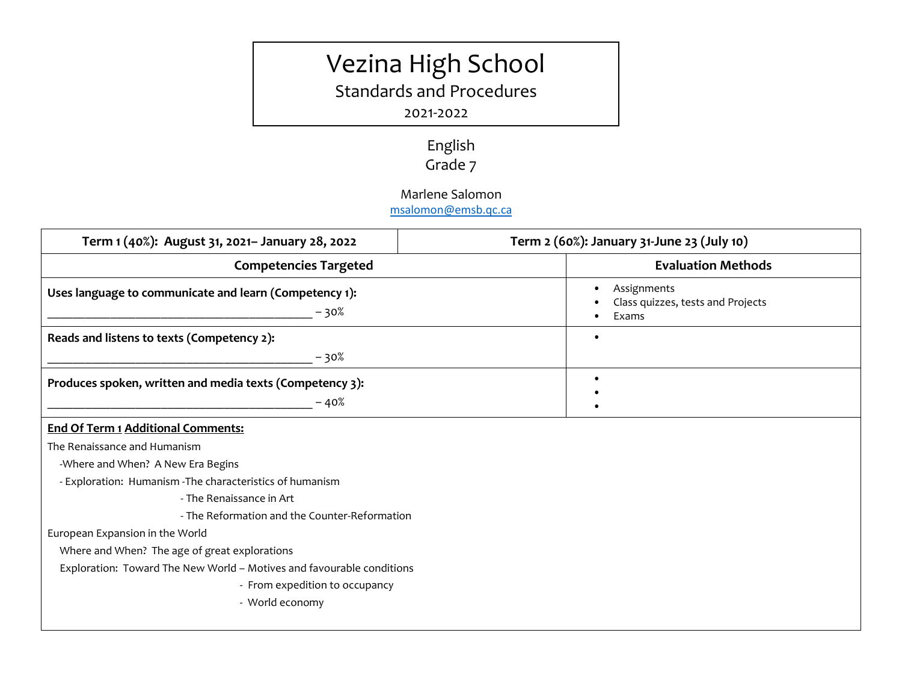# Vezina High School

## Standards and Procedures

2021-2022

English
Grade 7

Marlene Salomon
msalomon@emsb.qc.ca

| Term 1 (40%): August 31, 2021– January 28, 2022 | Term 2 (60%): January 31-June 23 (July 10) |
|---|---|
| **Competencies Targeted** | **Evaluation Methods** |
| **Uses language to communicate and learn (Competency 1):** ________________________________________ – 30% | • Assignments<br>• Class quizzes, tests and Projects<br>• Exams |
| **Reads and listens to texts (Competency 2):** ________________________________________ – 30% | • |
| **Produces spoken, written and media texts (Competency 3):** ________________________________________ – 40% | •<br>•<br>• |

**End Of Term 1 Additional Comments:**

The Renaissance and Humanism

-Where and When? A New Era Begins

- Exploration: Humanism -The characteristics of humanism

- The Renaissance in Art

- The Reformation and the Counter-Reformation

European Expansion in the World

Where and When? The age of great explorations

Exploration: Toward The New World – Motives and favourable conditions

- From expedition to occupancy

- World economy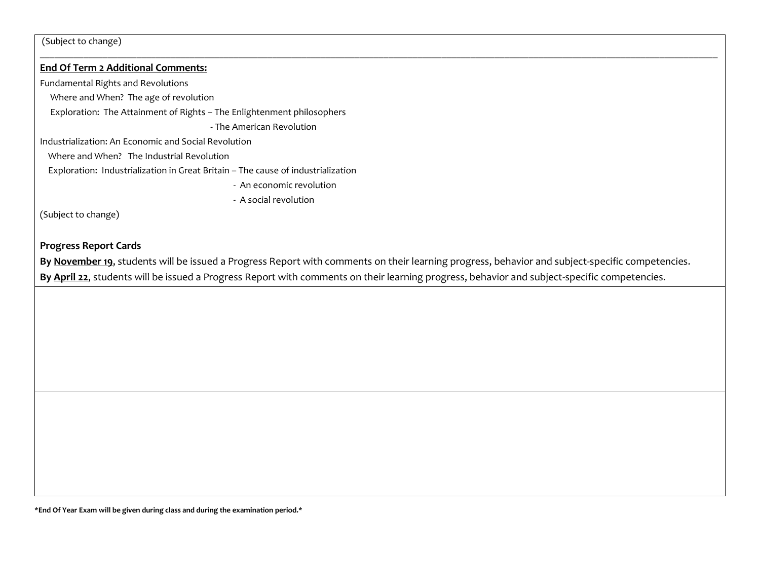(Subject to change)

---

**End Of Term 2 Additional Comments:**

Fundamental Rights and Revolutions

Where and When? The age of revolution

Exploration: The Attainment of Rights – The Enlightenment philosophers

- The American Revolution

Industrialization: An Economic and Social Revolution

Where and When? The Industrial Revolution

Exploration: Industrialization in Great Britain – The cause of industrialization

- An economic revolution
- A social revolution

(Subject to change)

**Progress Report Cards**

**By November 19,** students will be issued a Progress Report with comments on their learning progress, behavior and subject-specific competencies.

**By April 22,** students will be issued a Progress Report with comments on their learning progress, behavior and subject-specific competencies.

**\*End Of Year Exam will be given during class and during the examination period.\***